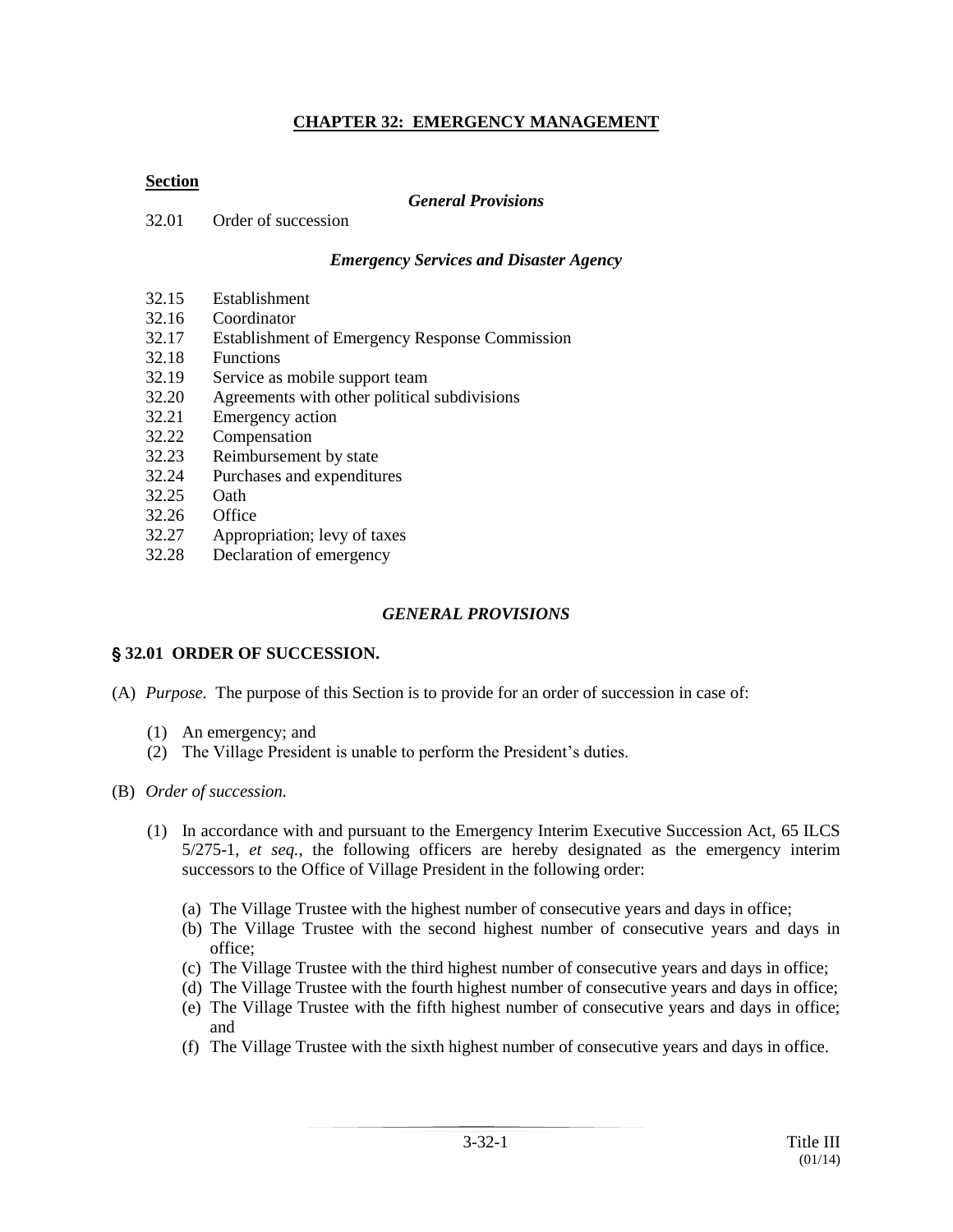# CHAPTER 32: EMERGENCY MANAGEMENT

**Section**

*General Provisions*

32.01 Order of succession

*Emergency Services and Disaster Agency*

32.15 Establishment
32.16 Coordinator
32.17 Establishment of Emergency Response Commission
32.18 Functions
32.19 Service as mobile support team
32.20 Agreements with other political subdivisions
32.21 Emergency action
32.22 Compensation
32.23 Reimbursement by state
32.24 Purchases and expenditures
32.25 Oath
32.26 Office
32.27 Appropriation; levy of taxes
32.28 Declaration of emergency

## *GENERAL PROVISIONS*

### § 32.01 ORDER OF SUCCESSION.

(A) *Purpose.* The purpose of this Section is to provide for an order of succession in case of:

(1) An emergency; and
(2) The Village President is unable to perform the President's duties.

(B) *Order of succession.*

(1) In accordance with and pursuant to the Emergency Interim Executive Succession Act, 65 ILCS 5/275-1, *et seq.*, the following officers are hereby designated as the emergency interim successors to the Office of Village President in the following order:

(a) The Village Trustee with the highest number of consecutive years and days in office;
(b) The Village Trustee with the second highest number of consecutive years and days in office;
(c) The Village Trustee with the third highest number of consecutive years and days in office;
(d) The Village Trustee with the fourth highest number of consecutive years and days in office;
(e) The Village Trustee with the fifth highest number of consecutive years and days in office; and
(f) The Village Trustee with the sixth highest number of consecutive years and days in office.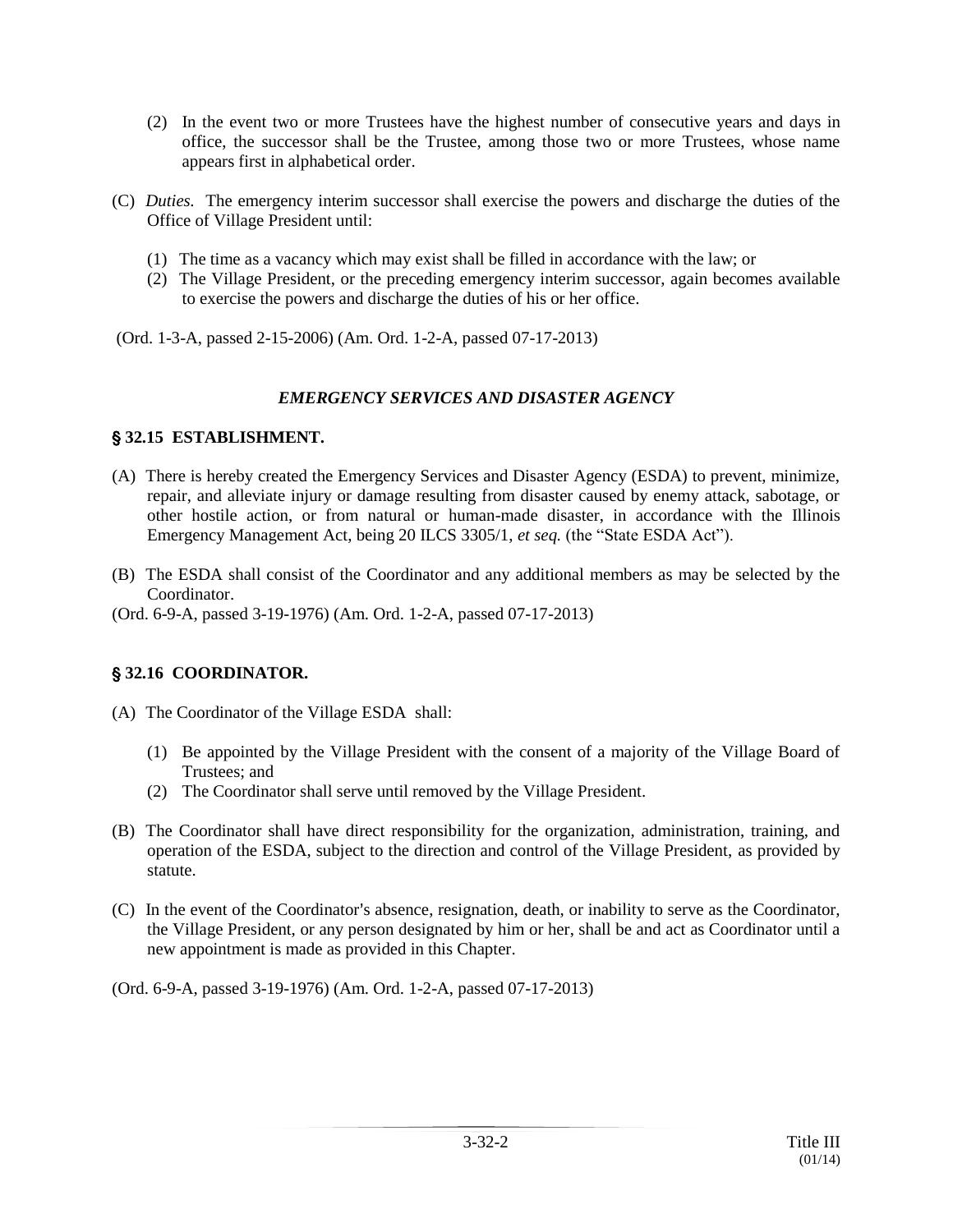(2) In the event two or more Trustees have the highest number of consecutive years and days in office, the successor shall be the Trustee, among those two or more Trustees, whose name appears first in alphabetical order.

(C) *Duties.* The emergency interim successor shall exercise the powers and discharge the duties of the Office of Village President until:

(1) The time as a vacancy which may exist shall be filled in accordance with the law; or
(2) The Village President, or the preceding emergency interim successor, again becomes available to exercise the powers and discharge the duties of his or her office.

(Ord. 1-3-A, passed 2-15-2006) (Am. Ord. 1-2-A, passed 07-17-2013)

## *EMERGENCY SERVICES AND DISASTER AGENCY*

### § 32.15 ESTABLISHMENT.

(A) There is hereby created the Emergency Services and Disaster Agency (ESDA) to prevent, minimize, repair, and alleviate injury or damage resulting from disaster caused by enemy attack, sabotage, or other hostile action, or from natural or human-made disaster, in accordance with the Illinois Emergency Management Act, being 20 ILCS 3305/1, *et seq.* (the "State ESDA Act").

(B) The ESDA shall consist of the Coordinator and any additional members as may be selected by the Coordinator.

(Ord. 6-9-A, passed 3-19-1976) (Am. Ord. 1-2-A, passed 07-17-2013)

### § 32.16 COORDINATOR.

(A) The Coordinator of the Village ESDA shall:

(1) Be appointed by the Village President with the consent of a majority of the Village Board of Trustees; and
(2) The Coordinator shall serve until removed by the Village President.

(B) The Coordinator shall have direct responsibility for the organization, administration, training, and operation of the ESDA, subject to the direction and control of the Village President, as provided by statute.

(C) In the event of the Coordinator's absence, resignation, death, or inability to serve as the Coordinator, the Village President, or any person designated by him or her, shall be and act as Coordinator until a new appointment is made as provided in this Chapter.

(Ord. 6-9-A, passed 3-19-1976) (Am. Ord. 1-2-A, passed 07-17-2013)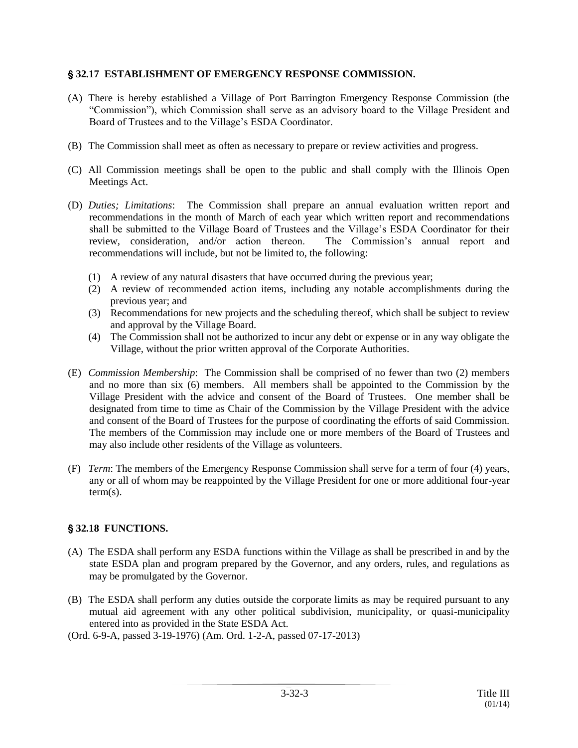## § 32.17 ESTABLISHMENT OF EMERGENCY RESPONSE COMMISSION.

(A) There is hereby established a Village of Port Barrington Emergency Response Commission (the "Commission"), which Commission shall serve as an advisory board to the Village President and Board of Trustees and to the Village's ESDA Coordinator.

(B) The Commission shall meet as often as necessary to prepare or review activities and progress.

(C) All Commission meetings shall be open to the public and shall comply with the Illinois Open Meetings Act.

(D) *Duties; Limitations*: The Commission shall prepare an annual evaluation written report and recommendations in the month of March of each year which written report and recommendations shall be submitted to the Village Board of Trustees and the Village's ESDA Coordinator for their review, consideration, and/or action thereon. The Commission's annual report and recommendations will include, but not be limited to, the following:

   (1) A review of any natural disasters that have occurred during the previous year;
   (2) A review of recommended action items, including any notable accomplishments during the previous year; and
   (3) Recommendations for new projects and the scheduling thereof, which shall be subject to review and approval by the Village Board.
   (4) The Commission shall not be authorized to incur any debt or expense or in any way obligate the Village, without the prior written approval of the Corporate Authorities.

(E) *Commission Membership*: The Commission shall be comprised of no fewer than two (2) members and no more than six (6) members. All members shall be appointed to the Commission by the Village President with the advice and consent of the Board of Trustees. One member shall be designated from time to time as Chair of the Commission by the Village President with the advice and consent of the Board of Trustees for the purpose of coordinating the efforts of said Commission. The members of the Commission may include one or more members of the Board of Trustees and may also include other residents of the Village as volunteers.

(F) *Term*: The members of the Emergency Response Commission shall serve for a term of four (4) years, any or all of whom may be reappointed by the Village President for one or more additional four-year term(s).

## § 32.18 FUNCTIONS.

(A) The ESDA shall perform any ESDA functions within the Village as shall be prescribed in and by the state ESDA plan and program prepared by the Governor, and any orders, rules, and regulations as may be promulgated by the Governor.

(B) The ESDA shall perform any duties outside the corporate limits as may be required pursuant to any mutual aid agreement with any other political subdivision, municipality, or quasi-municipality entered into as provided in the State ESDA Act.

(Ord. 6-9-A, passed 3-19-1976) (Am. Ord. 1-2-A, passed 07-17-2013)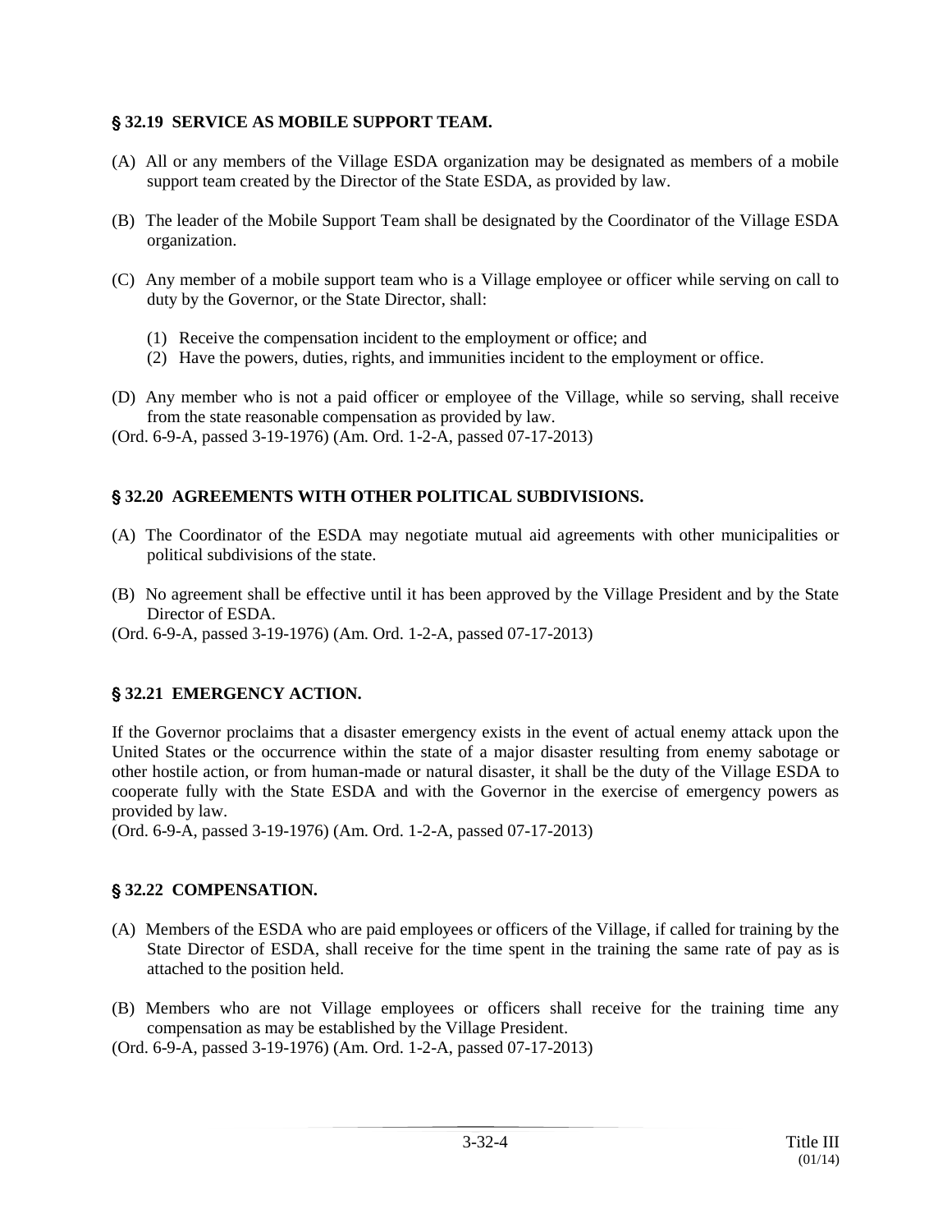## § 32.19 SERVICE AS MOBILE SUPPORT TEAM.

(A) All or any members of the Village ESDA organization may be designated as members of a mobile support team created by the Director of the State ESDA, as provided by law.

(B) The leader of the Mobile Support Team shall be designated by the Coordinator of the Village ESDA organization.

(C) Any member of a mobile support team who is a Village employee or officer while serving on call to duty by the Governor, or the State Director, shall:

(1) Receive the compensation incident to the employment or office; and
(2) Have the powers, duties, rights, and immunities incident to the employment or office.

(D) Any member who is not a paid officer or employee of the Village, while so serving, shall receive from the state reasonable compensation as provided by law.

(Ord. 6-9-A, passed 3-19-1976) (Am. Ord. 1-2-A, passed 07-17-2013)

## § 32.20 AGREEMENTS WITH OTHER POLITICAL SUBDIVISIONS.

(A) The Coordinator of the ESDA may negotiate mutual aid agreements with other municipalities or political subdivisions of the state.

(B) No agreement shall be effective until it has been approved by the Village President and by the State Director of ESDA.

(Ord. 6-9-A, passed 3-19-1976) (Am. Ord. 1-2-A, passed 07-17-2013)

## § 32.21 EMERGENCY ACTION.

If the Governor proclaims that a disaster emergency exists in the event of actual enemy attack upon the United States or the occurrence within the state of a major disaster resulting from enemy sabotage or other hostile action, or from human-made or natural disaster, it shall be the duty of the Village ESDA to cooperate fully with the State ESDA and with the Governor in the exercise of emergency powers as provided by law.

(Ord. 6-9-A, passed 3-19-1976) (Am. Ord. 1-2-A, passed 07-17-2013)

## § 32.22 COMPENSATION.

(A) Members of the ESDA who are paid employees or officers of the Village, if called for training by the State Director of ESDA, shall receive for the time spent in the training the same rate of pay as is attached to the position held.

(B) Members who are not Village employees or officers shall receive for the training time any compensation as may be established by the Village President.

(Ord. 6-9-A, passed 3-19-1976) (Am. Ord. 1-2-A, passed 07-17-2013)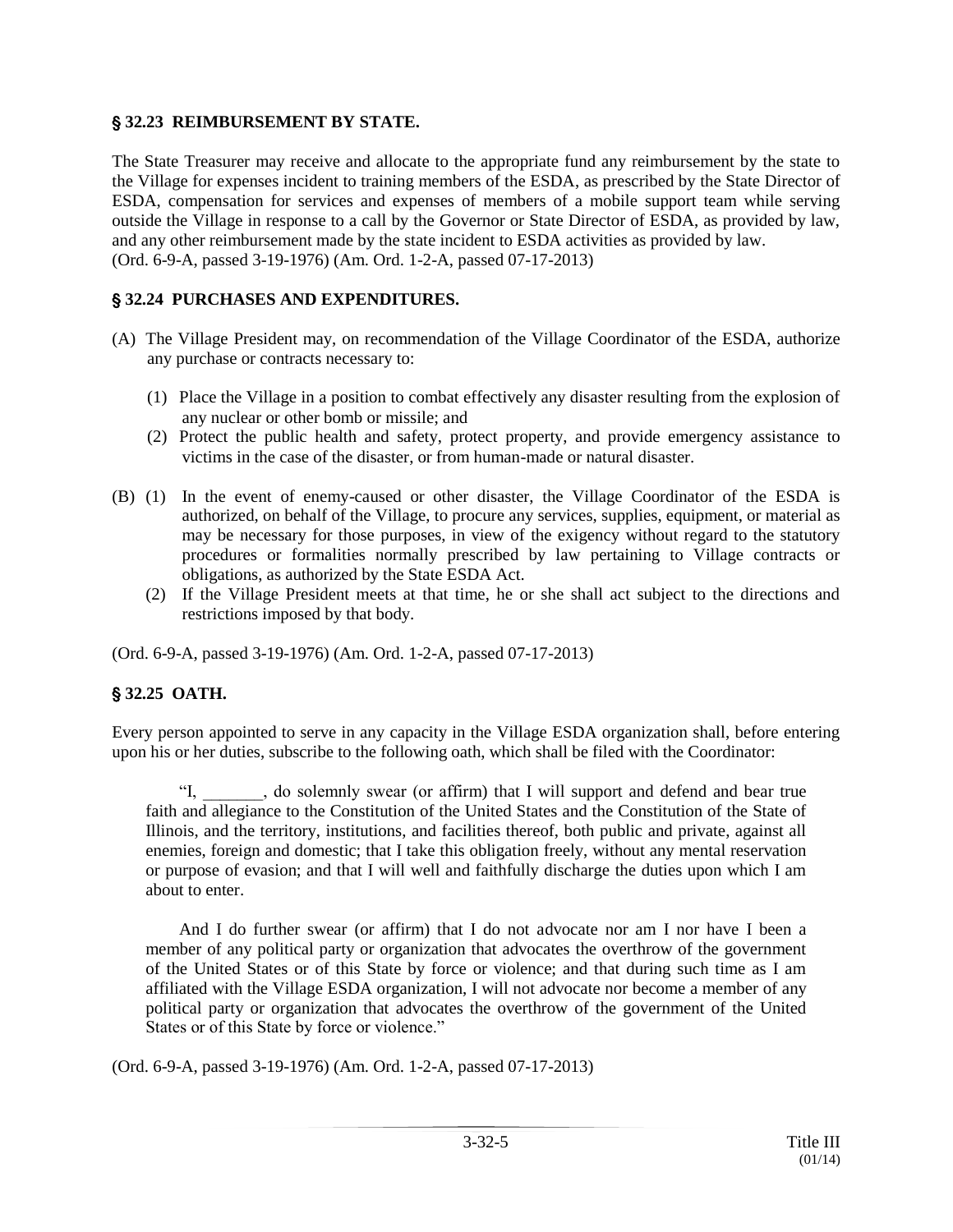### § 32.23 REIMBURSEMENT BY STATE.

The State Treasurer may receive and allocate to the appropriate fund any reimbursement by the state to the Village for expenses incident to training members of the ESDA, as prescribed by the State Director of ESDA, compensation for services and expenses of members of a mobile support team while serving outside the Village in response to a call by the Governor or State Director of ESDA, as provided by law, and any other reimbursement made by the state incident to ESDA activities as provided by law.
(Ord. 6-9-A, passed 3-19-1976) (Am. Ord. 1-2-A, passed 07-17-2013)

### § 32.24 PURCHASES AND EXPENDITURES.

(A) The Village President may, on recommendation of the Village Coordinator of the ESDA, authorize any purchase or contracts necessary to:

(1) Place the Village in a position to combat effectively any disaster resulting from the explosion of any nuclear or other bomb or missile; and

(2) Protect the public health and safety, protect property, and provide emergency assistance to victims in the case of the disaster, or from human-made or natural disaster.

(B) (1) In the event of enemy-caused or other disaster, the Village Coordinator of the ESDA is authorized, on behalf of the Village, to procure any services, supplies, equipment, or material as may be necessary for those purposes, in view of the exigency without regard to the statutory procedures or formalities normally prescribed by law pertaining to Village contracts or obligations, as authorized by the State ESDA Act.

(2) If the Village President meets at that time, he or she shall act subject to the directions and restrictions imposed by that body.

(Ord. 6-9-A, passed 3-19-1976) (Am. Ord. 1-2-A, passed 07-17-2013)

### § 32.25 OATH.

Every person appointed to serve in any capacity in the Village ESDA organization shall, before entering upon his or her duties, subscribe to the following oath, which shall be filed with the Coordinator:

> "I, _______, do solemnly swear (or affirm) that I will support and defend and bear true faith and allegiance to the Constitution of the United States and the Constitution of the State of Illinois, and the territory, institutions, and facilities thereof, both public and private, against all enemies, foreign and domestic; that I take this obligation freely, without any mental reservation or purpose of evasion; and that I will well and faithfully discharge the duties upon which I am about to enter.
>
> And I do further swear (or affirm) that I do not advocate nor am I nor have I been a member of any political party or organization that advocates the overthrow of the government of the United States or of this State by force or violence; and that during such time as I am affiliated with the Village ESDA organization, I will not advocate nor become a member of any political party or organization that advocates the overthrow of the government of the United States or of this State by force or violence."

(Ord. 6-9-A, passed 3-19-1976) (Am. Ord. 1-2-A, passed 07-17-2013)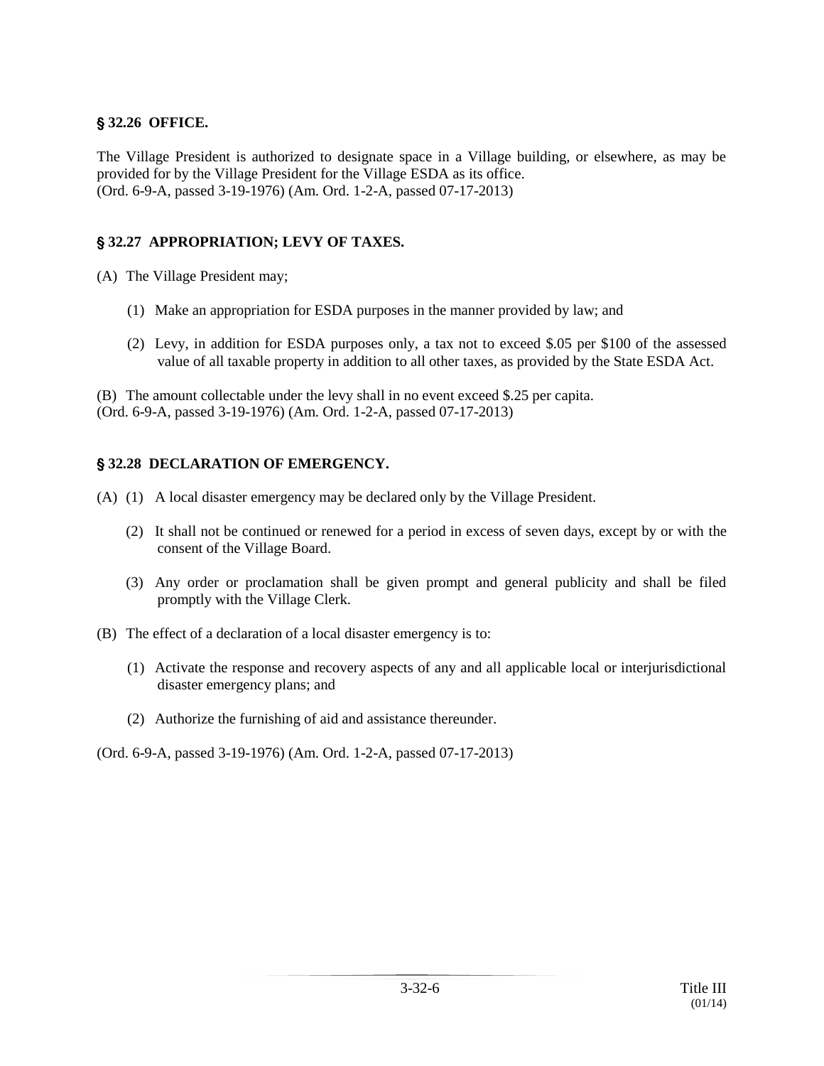## § 32.26 OFFICE.

The Village President is authorized to designate space in a Village building, or elsewhere, as may be provided for by the Village President for the Village ESDA as its office.
(Ord. 6-9-A, passed 3-19-1976) (Am. Ord. 1-2-A, passed 07-17-2013)

## § 32.27 APPROPRIATION; LEVY OF TAXES.

(A) The Village President may;

(1) Make an appropriation for ESDA purposes in the manner provided by law; and

(2) Levy, in addition for ESDA purposes only, a tax not to exceed $.05 per $100 of the assessed value of all taxable property in addition to all other taxes, as provided by the State ESDA Act.

(B) The amount collectable under the levy shall in no event exceed $.25 per capita.
(Ord. 6-9-A, passed 3-19-1976) (Am. Ord. 1-2-A, passed 07-17-2013)

## § 32.28 DECLARATION OF EMERGENCY.

(A) (1) A local disaster emergency may be declared only by the Village President.

(2) It shall not be continued or renewed for a period in excess of seven days, except by or with the consent of the Village Board.

(3) Any order or proclamation shall be given prompt and general publicity and shall be filed promptly with the Village Clerk.

(B) The effect of a declaration of a local disaster emergency is to:

(1) Activate the response and recovery aspects of any and all applicable local or interjurisdictional disaster emergency plans; and

(2) Authorize the furnishing of aid and assistance thereunder.

(Ord. 6-9-A, passed 3-19-1976) (Am. Ord. 1-2-A, passed 07-17-2013)